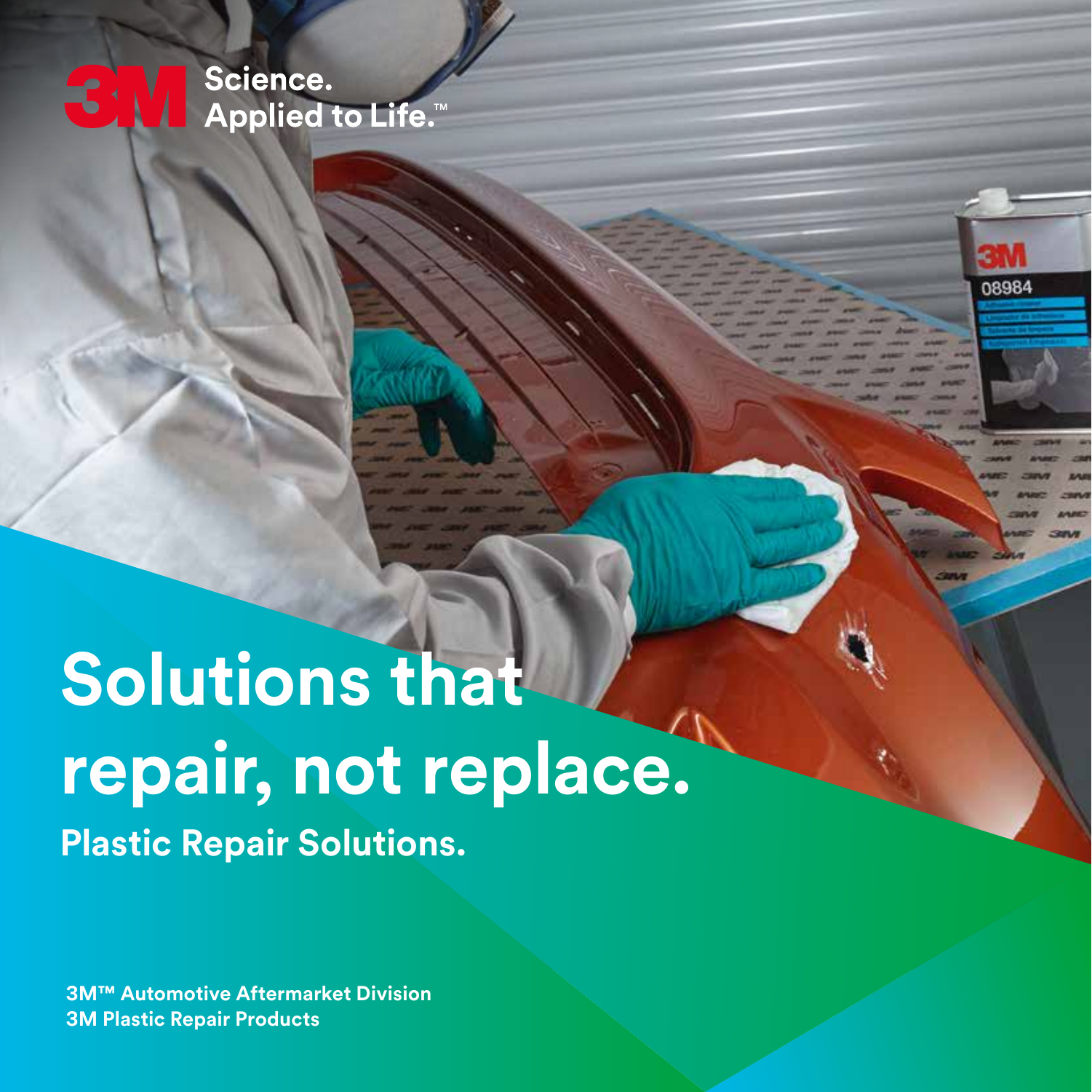3M Science. Applied to Life.™

# Solutions that repair, not replace.

## Plastic Repair Solutions.

**3M™ Automotive Aftermarket Division**
**3M Plastic Repair Products**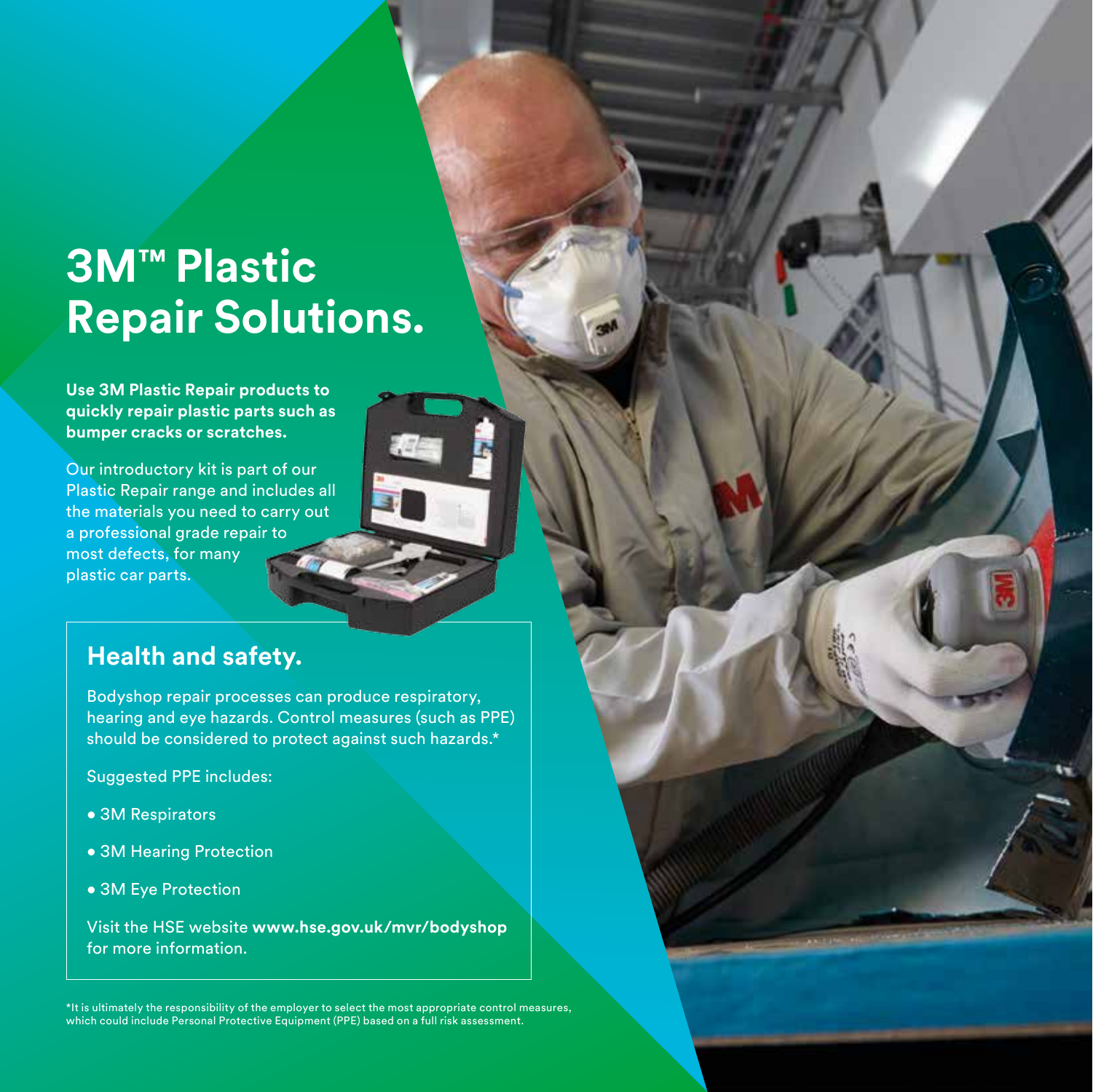# 3M™ Plastic Repair Solutions.

**Use 3M Plastic Repair products to quickly repair plastic parts such as bumper cracks or scratches.**

Our introductory kit is part of our Plastic Repair range and includes all the materials you need to carry out a professional grade repair to most defects, for many plastic car parts.

## Health and safety.

Bodyshop repair processes can produce respiratory, hearing and eye hazards. Control measures (such as PPE) should be considered to protect against such hazards.*

Suggested PPE includes:

- 3M Respirators
- 3M Hearing Protection
- 3M Eye Protection

Visit the HSE website **www.hse.gov.uk/mvr/bodyshop** for more information.

*It is ultimately the responsibility of the employer to select the most appropriate control measures, which could include Personal Protective Equipment (PPE) based on a full risk assessment.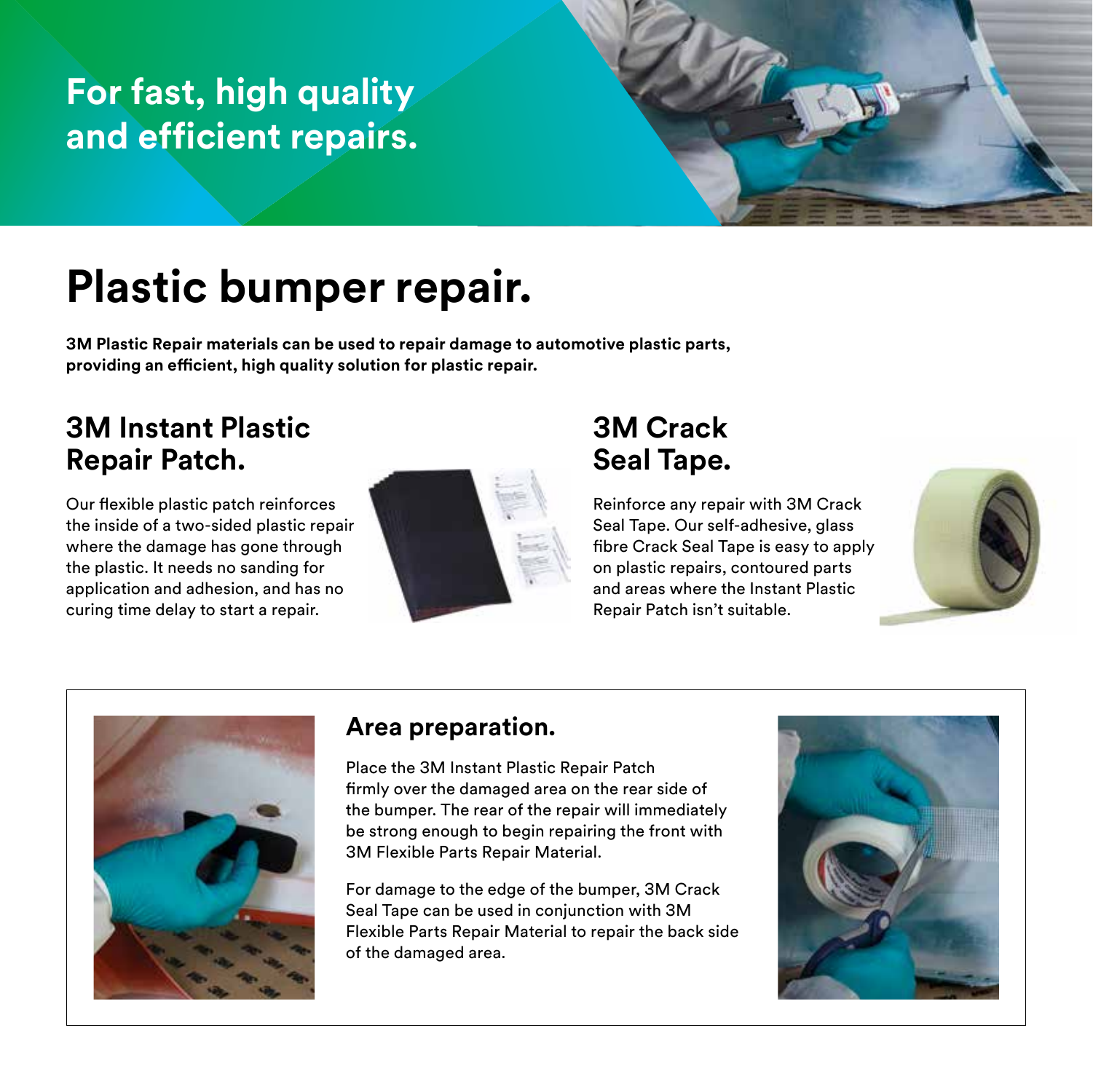For fast, high quality and efficient repairs.

# Plastic bumper repair.

**3M Plastic Repair materials can be used to repair damage to automotive plastic parts, providing an efficient, high quality solution for plastic repair.**

## 3M Instant Plastic Repair Patch.

Our flexible plastic patch reinforces the inside of a two-sided plastic repair where the damage has gone through the plastic. It needs no sanding for application and adhesion, and has no curing time delay to start a repair.

## 3M Crack Seal Tape.

Reinforce any repair with 3M Crack Seal Tape. Our self-adhesive, glass fibre Crack Seal Tape is easy to apply on plastic repairs, contoured parts and areas where the Instant Plastic Repair Patch isn't suitable.

### Area preparation.

Place the 3M Instant Plastic Repair Patch firmly over the damaged area on the rear side of the bumper. The rear of the repair will immediately be strong enough to begin repairing the front with 3M Flexible Parts Repair Material.

For damage to the edge of the bumper, 3M Crack Seal Tape can be used in conjunction with 3M Flexible Parts Repair Material to repair the back side of the damaged area.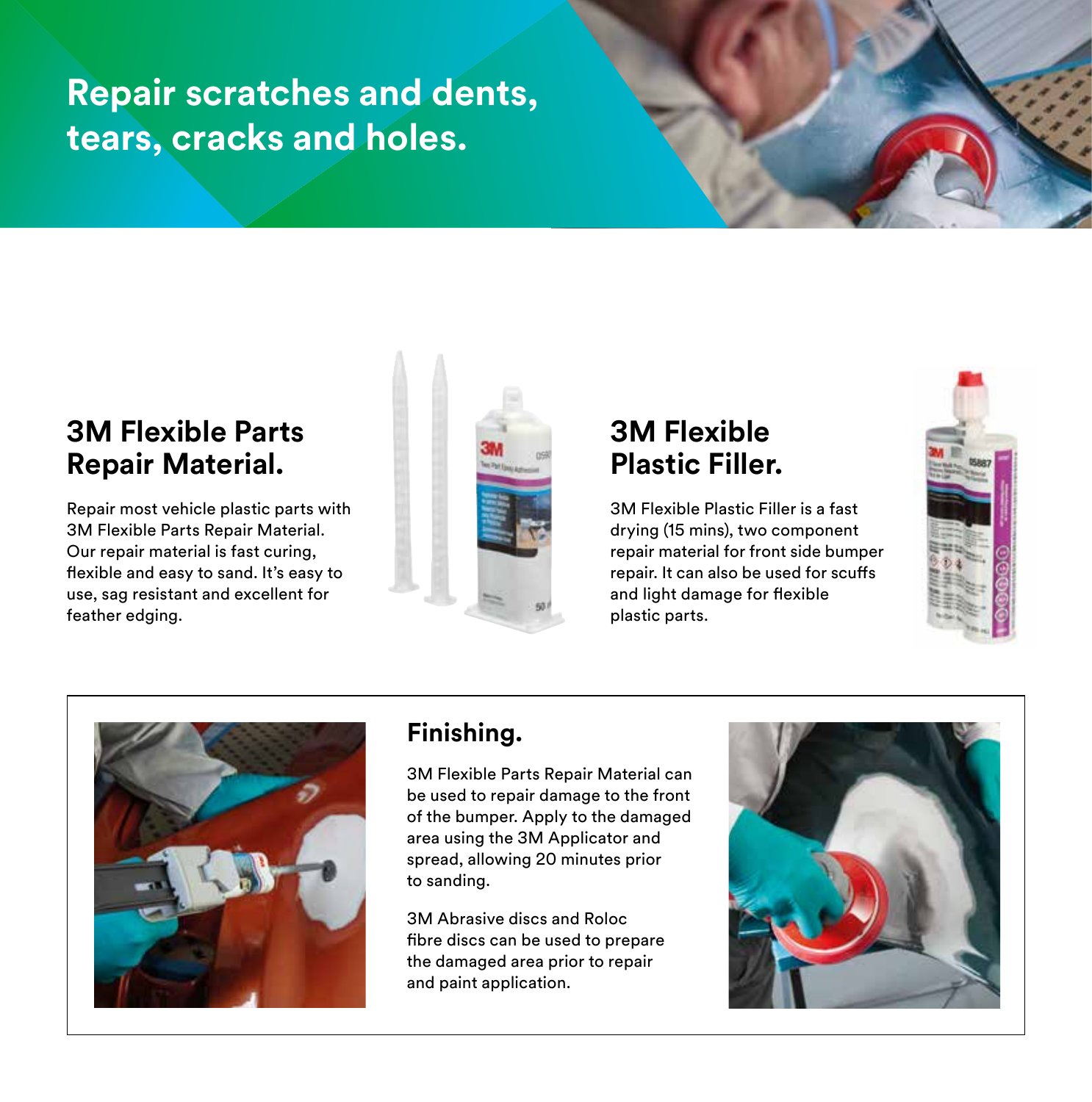# Repair scratches and dents, tears, cracks and holes.

## 3M Flexible Parts Repair Material.

Repair most vehicle plastic parts with 3M Flexible Parts Repair Material. Our repair material is fast curing, flexible and easy to sand. It's easy to use, sag resistant and excellent for feather edging.

## 3M Flexible Plastic Filler.

3M Flexible Plastic Filler is a fast drying (15 mins), two component repair material for front side bumper repair. It can also be used for scuffs and light damage for flexible plastic parts.

## Finishing.

3M Flexible Parts Repair Material can be used to repair damage to the front of the bumper. Apply to the damaged area using the 3M Applicator and spread, allowing 20 minutes prior to sanding.

3M Abrasive discs and Roloc fibre discs can be used to prepare the damaged area prior to repair and paint application.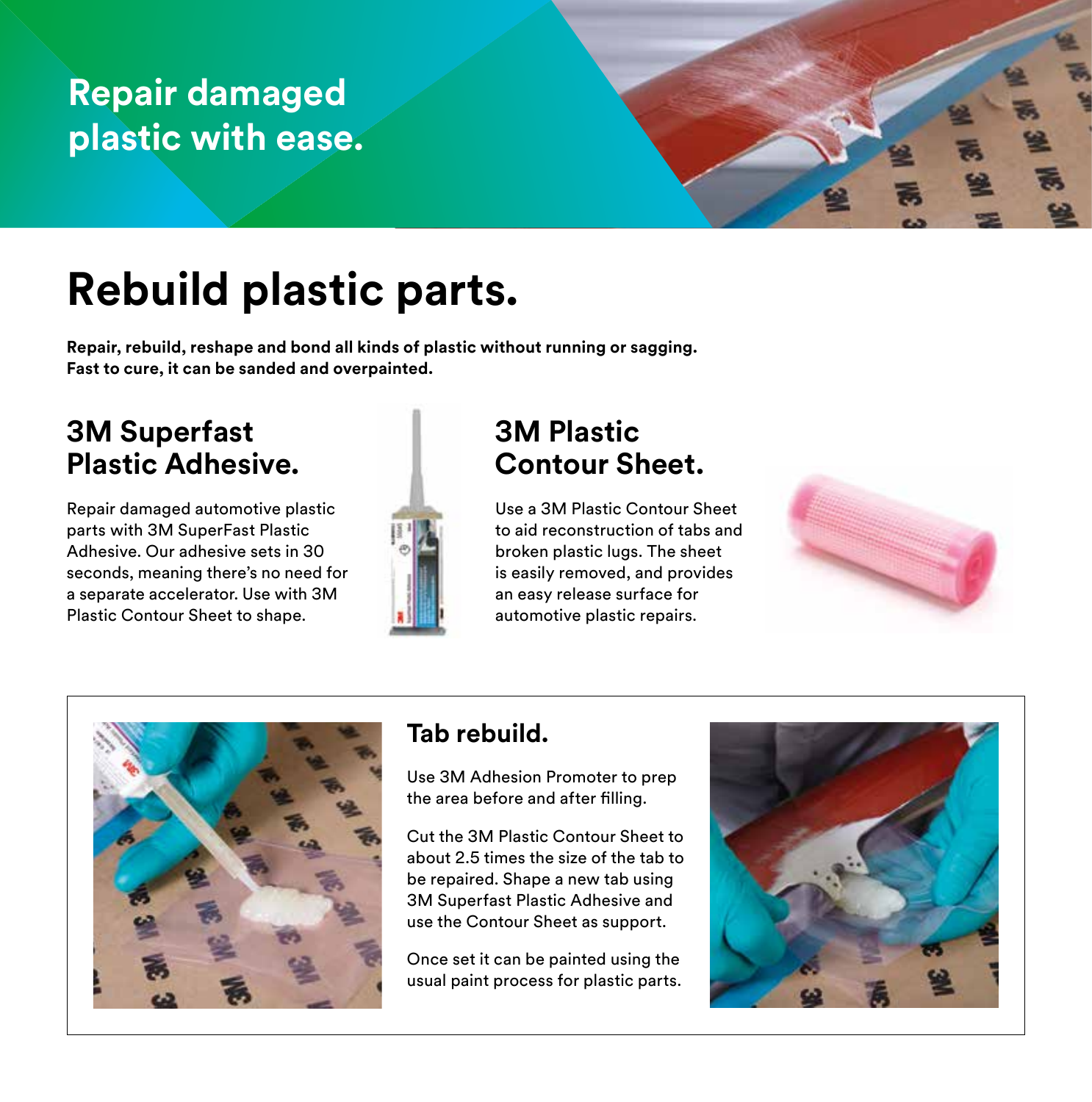# Repair damaged plastic with ease.

## Rebuild plastic parts.

**Repair, rebuild, reshape and bond all kinds of plastic without running or sagging. Fast to cure, it can be sanded and overpainted.**

### 3M Superfast Plastic Adhesive.

Repair damaged automotive plastic parts with 3M SuperFast Plastic Adhesive. Our adhesive sets in 30 seconds, meaning there's no need for a separate accelerator. Use with 3M Plastic Contour Sheet to shape.

### 3M Plastic Contour Sheet.

Use a 3M Plastic Contour Sheet to aid reconstruction of tabs and broken plastic lugs. The sheet is easily removed, and provides an easy release surface for automotive plastic repairs.

### Tab rebuild.

Use 3M Adhesion Promoter to prep the area before and after filling.

Cut the 3M Plastic Contour Sheet to about 2.5 times the size of the tab to be repaired. Shape a new tab using 3M Superfast Plastic Adhesive and use the Contour Sheet as support.

Once set it can be painted using the usual paint process for plastic parts.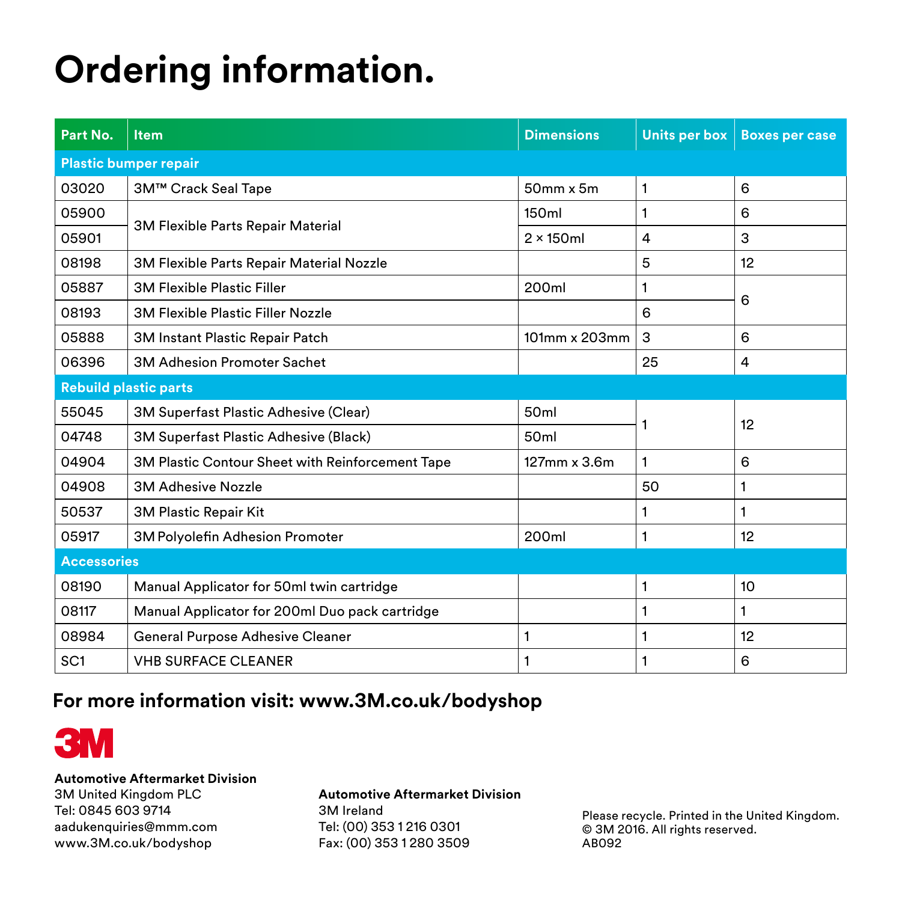# Ordering information.

| Part No. | Item | Dimensions | Units per box | Boxes per case |
|---|---|---|---|---|
| **Plastic bumper repair** | | | | |
| 03020 | 3M™ Crack Seal Tape | 50mm x 5m | 1 | 6 |
| 05900 | 3M Flexible Parts Repair Material | 150ml | 1 | 6 |
| 05901 | 3M Flexible Parts Repair Material | 2 × 150ml | 4 | 3 |
| 08198 | 3M Flexible Parts Repair Material Nozzle | | 5 | 12 |
| 05887 | 3M Flexible Plastic Filler | 200ml | 1 | 6 |
| 08193 | 3M Flexible Plastic Filler Nozzle | | 6 | 6 |
| 05888 | 3M Instant Plastic Repair Patch | 101mm x 203mm | 3 | 6 |
| 06396 | 3M Adhesion Promoter Sachet | | 25 | 4 |
| **Rebuild plastic parts** | | | | |
| 55045 | 3M Superfast Plastic Adhesive (Clear) | 50ml | 1 | 12 |
| 04748 | 3M Superfast Plastic Adhesive (Black) | 50ml | 1 | 12 |
| 04904 | 3M Plastic Contour Sheet with Reinforcement Tape | 127mm x 3.6m | 1 | 6 |
| 04908 | 3M Adhesive Nozzle | | 50 | 1 |
| 50537 | 3M Plastic Repair Kit | | 1 | 1 |
| 05917 | 3M Polyolefin Adhesion Promoter | 200ml | 1 | 12 |
| **Accessories** | | | | |
| 08190 | Manual Applicator for 50ml twin cartridge | | 1 | 10 |
| 08117 | Manual Applicator for 200ml Duo pack cartridge | | 1 | 1 |
| 08984 | General Purpose Adhesive Cleaner | 1 | 1 | 12 |
| SC1 | VHB SURFACE CLEANER | 1 | 1 | 6 |

## For more information visit: www.3M.co.uk/bodyshop

3M

**Automotive Aftermarket Division**
3M United Kingdom PLC
Tel: 0845 603 9714
aadukenquiries@mmm.com
www.3M.co.uk/bodyshop

**Automotive Aftermarket Division**
3M Ireland
Tel: (00) 353 1 216 0301
Fax: (00) 353 1 280 3509

Please recycle. Printed in the United Kingdom.
© 3M 2016. All rights reserved.
AB092